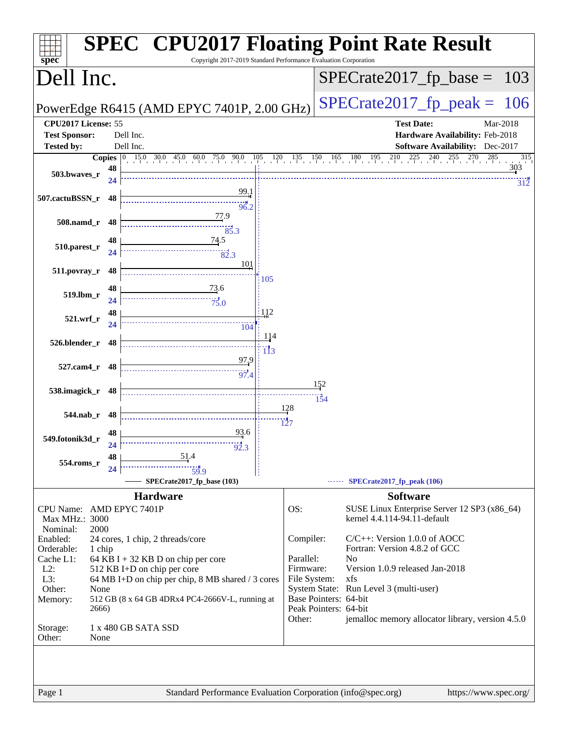# SPEC CPU2017 Floating Point Rate Result

Copyright 2017-2019 Standard Performance Evaluation Corporation

## Dell Inc.

PowerEdge R6415 (AMD EPYC 7401P, 2.00 GHz)

SPECrate2017_fp_base = 103

SPECrate2017_fp_peak = 106

| | | | |
|---|---|---|---|
| **CPU2017 License:** | 55 | **Test Date:** | Mar-2018 |
| **Test Sponsor:** | Dell Inc. | **Hardware Availability:** | Feb-2018 |
| **Tested by:** | Dell Inc. | **Software Availability:** | Dec-2017 |

| Benchmark | Copies | Base | Peak Copies | Peak |
|---|---|---|---|---|
| 503.bwaves_r | 48 | 303 | 24 | 312 |
| 507.cactuBSSN_r | 48 | 99.1 | 48 | 96.2 |
| 508.namd_r | 48 | 77.9 | 48 | 85.3 |
| 510.parest_r | 48 | 74.5 | 24 | 82.3 |
| 511.povray_r | 48 | 101 | 48 | 105 |
| 519.lbm_r | 48 | 73.6 | 24 | 75.0 |
| 521.wrf_r | 48 | 112 | 24 | 104 |
| 526.blender_r | 48 | 114 | 48 | 113 |
| 527.cam4_r | 48 | 97.9 | 48 | 97.4 |
| 538.imagick_r | 48 | 152 | 48 | 154 |
| 544.nab_r | 48 | 128 | 48 | 127 |
| 549.fotonik3d_r | 48 | 93.6 | 24 | 92.3 |
| 554.roms_r | 48 | 51.4 | 24 | 59.9 |

SPECrate2017_fp_base (103) — SPECrate2017_fp_peak (106)

## Hardware

| | |
|---|---|
| CPU Name: | AMD EPYC 7401P |
| Max MHz.: | 3000 |
| Nominal: | 2000 |
| Enabled: | 24 cores, 1 chip, 2 threads/core |
| Orderable: | 1 chip |
| Cache L1: | 64 KB I + 32 KB D on chip per core |
| L2: | 512 KB I+D on chip per core |
| L3: | 64 MB I+D on chip per chip, 8 MB shared / 3 cores |
| Other: | None |
| Memory: | 512 GB (8 x 64 GB 4DRx4 PC4-2666V-L, running at 2666) |
| Storage: | 1 x 480 GB SATA SSD |
| Other: | None |

## Software

| | |
|---|---|
| OS: | SUSE Linux Enterprise Server 12 SP3 (x86_64) kernel 4.4.114-94.11-default |
| Compiler: | C/C++: Version 1.0.0 of AOCC<br>Fortran: Version 4.8.2 of GCC |
| Parallel: | No |
| Firmware: | Version 1.0.9 released Jan-2018 |
| File System: | xfs |
| System State: | Run Level 3 (multi-user) |
| Base Pointers: | 64-bit |
| Peak Pointers: | 64-bit |
| Other: | jemalloc memory allocator library, version 4.5.0 |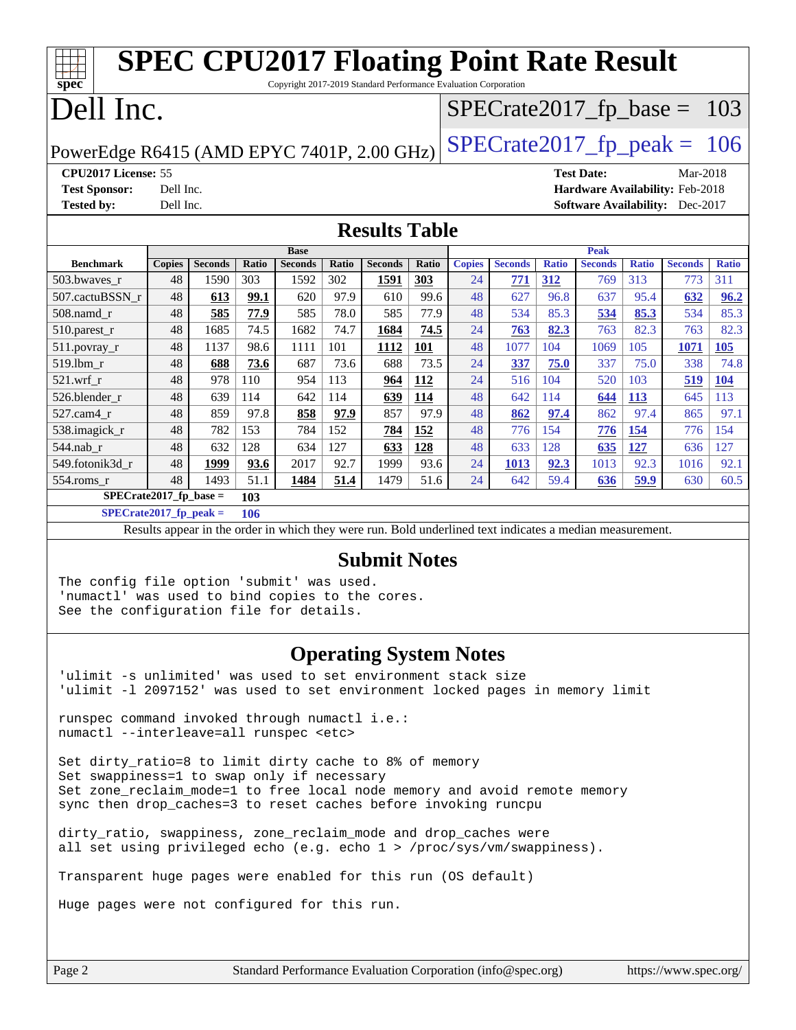# SPEC CPU2017 Floating Point Rate Result

Copyright 2017-2019 Standard Performance Evaluation Corporation

# Dell Inc.

PowerEdge R6415 (AMD EPYC 7401P, 2.00 GHz)

SPECrate2017_fp_base = 103

SPECrate2017_fp_peak = 106

**CPU2017 License:** 55
**Test Sponsor:** Dell Inc.
**Tested by:** Dell Inc.

**Test Date:** Mar-2018
**Hardware Availability:** Feb-2018
**Software Availability:** Dec-2017

## Results Table

| Benchmark | Base | | | | | | | Peak | | | | | | |
|---|---|---|---|---|---|---|---|---|---|---|---|---|---|---|
| | Copies | Seconds | Ratio | Seconds | Ratio | Seconds | Ratio | Copies | Seconds | Ratio | Seconds | Ratio | Seconds | Ratio |
| 503.bwaves_r | 48 | 1590 | 303 | 1592 | 302 | **1591** | **303** | 24 | **771** | **312** | 769 | 313 | 773 | 311 |
| 507.cactuBSSN_r | 48 | **613** | **99.1** | 620 | 97.9 | 610 | 99.6 | 48 | 627 | 96.8 | 637 | 95.4 | **632** | **96.2** |
| 508.namd_r | 48 | **585** | **77.9** | 585 | 78.0 | 585 | 77.9 | 48 | 534 | 85.3 | **534** | **85.3** | 534 | 85.3 |
| 510.parest_r | 48 | 1685 | 74.5 | 1682 | 74.7 | **1684** | **74.5** | 24 | **763** | **82.3** | 763 | 82.3 | 763 | 82.3 |
| 511.povray_r | 48 | 1137 | 98.6 | 1111 | 101 | **1112** | **101** | 48 | 1077 | 104 | 1069 | 105 | **1071** | **105** |
| 519.lbm_r | 48 | **688** | **73.6** | 687 | 73.6 | 688 | 73.5 | 24 | **337** | **75.0** | 337 | 75.0 | 338 | 74.8 |
| 521.wrf_r | 48 | 978 | 110 | 954 | 113 | **964** | **112** | 24 | 516 | 104 | 520 | 103 | **519** | **104** |
| 526.blender_r | 48 | 639 | 114 | 642 | 114 | **639** | **114** | 48 | 642 | 114 | **644** | **113** | 645 | 113 |
| 527.cam4_r | 48 | 859 | 97.8 | **858** | **97.9** | 857 | 97.9 | 48 | **862** | **97.4** | 862 | 97.4 | 865 | 97.1 |
| 538.imagick_r | 48 | 782 | 153 | 784 | 152 | **784** | **152** | 48 | 776 | 154 | **776** | **154** | 776 | 154 |
| 544.nab_r | 48 | 632 | 128 | 634 | 127 | **633** | **128** | 48 | 633 | 128 | **635** | **127** | 636 | 127 |
| 549.fotonik3d_r | 48 | **1999** | **93.6** | 2017 | 92.7 | 1999 | 93.6 | 24 | **1013** | **92.3** | 1013 | 92.3 | 1016 | 92.1 |
| 554.roms_r | 48 | 1493 | 51.1 | **1484** | **51.4** | 1479 | 51.6 | 24 | 642 | 59.4 | **636** | **59.9** | 630 | 60.5 |

**SPECrate2017_fp_base = 103**

**SPECrate2017_fp_peak = 106**

Results appear in the order in which they were run. Bold underlined text indicates a median measurement.

## Submit Notes

```
The config file option 'submit' was used.
'numactl' was used to bind copies to the cores.
See the configuration file for details.
```

## Operating System Notes

```
'ulimit -s unlimited' was used to set environment stack size
'ulimit -l 2097152' was used to set environment locked pages in memory limit

runspec command invoked through numactl i.e.:
numactl --interleave=all runspec <etc>

Set dirty_ratio=8 to limit dirty cache to 8% of memory
Set swappiness=1 to swap only if necessary
Set zone_reclaim_mode=1 to free local node memory and avoid remote memory
sync then drop_caches=3 to reset caches before invoking runcpu

dirty_ratio, swappiness, zone_reclaim_mode and drop_caches were
all set using privileged echo (e.g. echo 1 > /proc/sys/vm/swappiness).

Transparent huge pages were enabled for this run (OS default)

Huge pages were not configured for this run.
```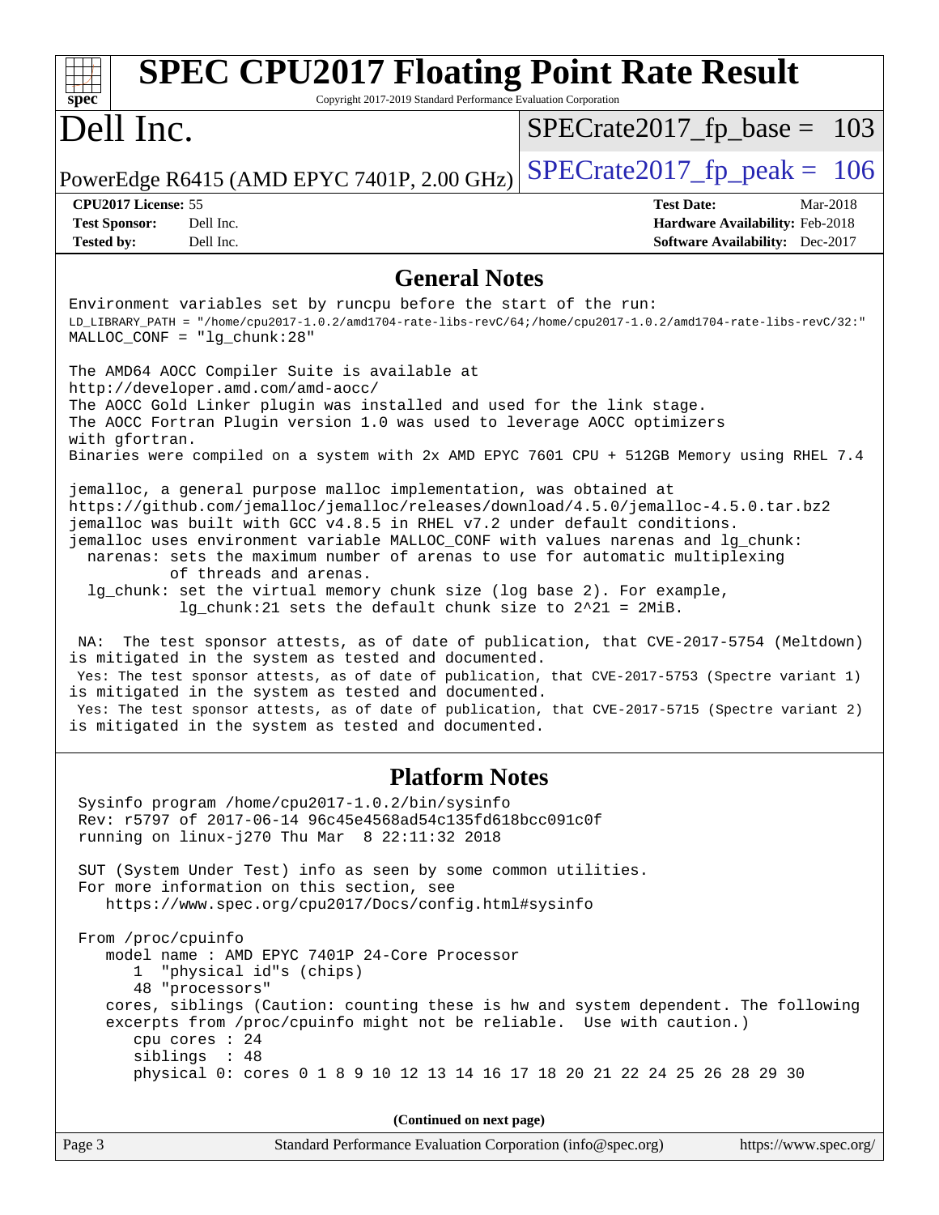# SPEC CPU2017 Floating Point Rate Result

Copyright 2017-2019 Standard Performance Evaluation Corporation

# Dell Inc.

PowerEdge R6415 (AMD EPYC 7401P, 2.00 GHz)

SPECrate2017_fp_base = 103

SPECrate2017_fp_peak = 106

**CPU2017 License:** 55
**Test Sponsor:** Dell Inc.
**Tested by:** Dell Inc.

**Test Date:** Mar-2018
**Hardware Availability:** Feb-2018
**Software Availability:** Dec-2017

## General Notes

```
Environment variables set by runcpu before the start of the run:
LD_LIBRARY_PATH = "/home/cpu2017-1.0.2/amd1704-rate-libs-revC/64;/home/cpu2017-1.0.2/amd1704-rate-libs-revC/32:"
MALLOC_CONF = "lg_chunk:28"

The AMD64 AOCC Compiler Suite is available at
http://developer.amd.com/amd-aocc/
The AOCC Gold Linker plugin was installed and used for the link stage.
The AOCC Fortran Plugin version 1.0 was used to leverage AOCC optimizers
with gfortran.
Binaries were compiled on a system with 2x AMD EPYC 7601 CPU + 512GB Memory using RHEL 7.4

jemalloc, a general purpose malloc implementation, was obtained at
https://github.com/jemalloc/jemalloc/releases/download/4.5.0/jemalloc-4.5.0.tar.bz2
jemalloc was built with GCC v4.8.5 in RHEL v7.2 under default conditions.
jemalloc uses environment variable MALLOC_CONF with values narenas and lg_chunk:
  narenas: sets the maximum number of arenas to use for automatic multiplexing
           of threads and arenas.
  lg_chunk: set the virtual memory chunk size (log base 2). For example,
            lg_chunk:21 sets the default chunk size to 2^21 = 2MiB.

 NA:  The test sponsor attests, as of date of publication, that CVE-2017-5754 (Meltdown)
is mitigated in the system as tested and documented.
 Yes: The test sponsor attests, as of date of publication, that CVE-2017-5753 (Spectre variant 1)
is mitigated in the system as tested and documented.
 Yes: The test sponsor attests, as of date of publication, that CVE-2017-5715 (Spectre variant 2)
is mitigated in the system as tested and documented.
```

## Platform Notes

```
 Sysinfo program /home/cpu2017-1.0.2/bin/sysinfo
 Rev: r5797 of 2017-06-14 96c45e4568ad54c135fd618bcc091c0f
 running on linux-j270 Thu Mar  8 22:11:32 2018

 SUT (System Under Test) info as seen by some common utilities.
 For more information on this section, see
    https://www.spec.org/cpu2017/Docs/config.html#sysinfo

 From /proc/cpuinfo
    model name : AMD EPYC 7401P 24-Core Processor
       1  "physical id"s (chips)
       48 "processors"
    cores, siblings (Caution: counting these is hw and system dependent. The following
    excerpts from /proc/cpuinfo might not be reliable.  Use with caution.)
       cpu cores : 24
       siblings  : 48
       physical 0: cores 0 1 8 9 10 12 13 14 16 17 18 20 21 22 24 25 26 28 29 30
```

**(Continued on next page)**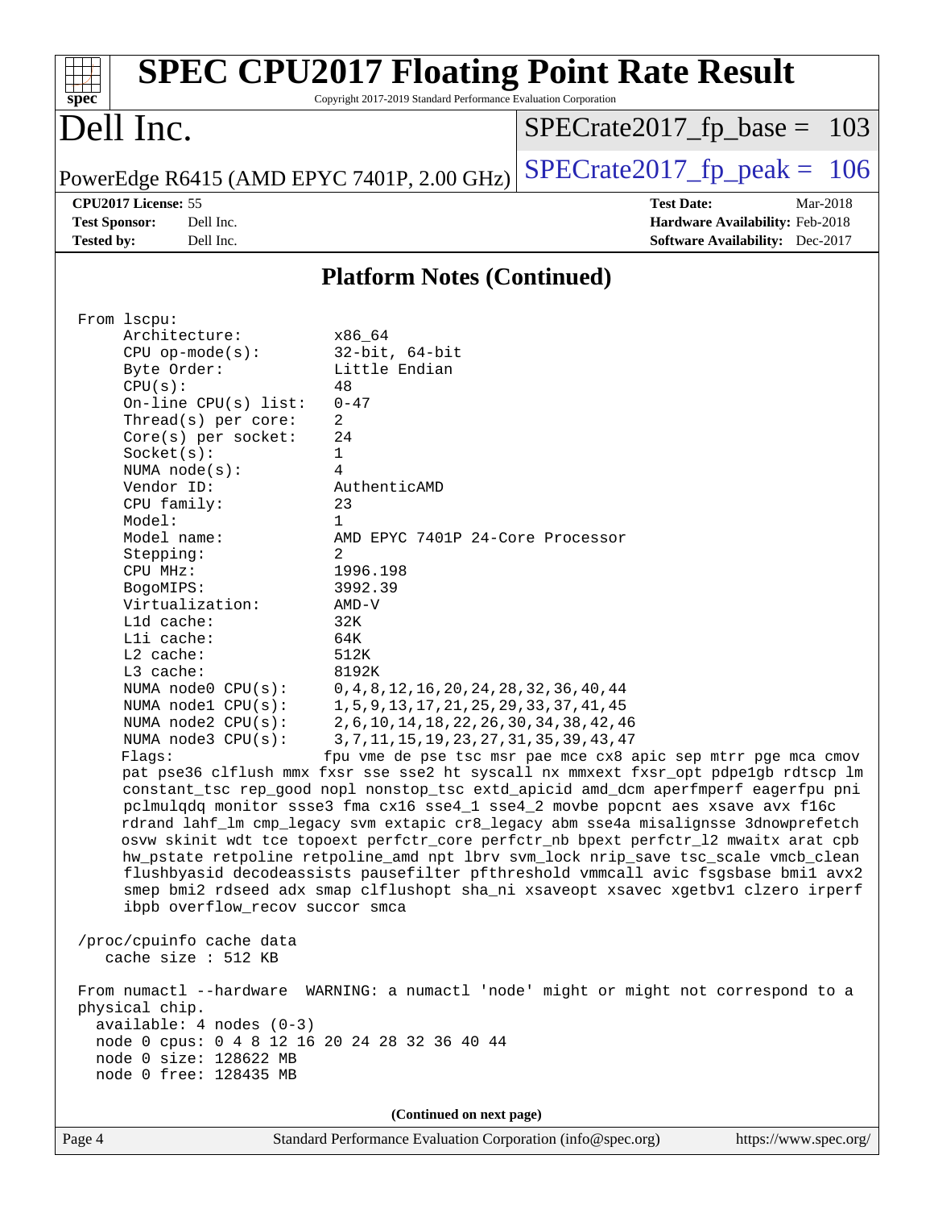## Platform Notes (Continued)

```
From lscpu:
     Architecture:          x86_64
     CPU op-mode(s):        32-bit, 64-bit
     Byte Order:            Little Endian
     CPU(s):                48
     On-line CPU(s) list:   0-47
     Thread(s) per core:    2
     Core(s) per socket:    24
     Socket(s):             1
     NUMA node(s):          4
     Vendor ID:             AuthenticAMD
     CPU family:            23
     Model:                 1
     Model name:            AMD EPYC 7401P 24-Core Processor
     Stepping:              2
     CPU MHz:               1996.198
     BogoMIPS:              3992.39
     Virtualization:        AMD-V
     L1d cache:             32K
     L1i cache:             64K
     L2 cache:              512K
     L3 cache:              8192K
     NUMA node0 CPU(s):     0,4,8,12,16,20,24,28,32,36,40,44
     NUMA node1 CPU(s):     1,5,9,13,17,21,25,29,33,37,41,45
     NUMA node2 CPU(s):     2,6,10,14,18,22,26,30,34,38,42,46
     NUMA node3 CPU(s):     3,7,11,15,19,23,27,31,35,39,43,47
     Flags:                fpu vme de pse tsc msr pae mce cx8 apic sep mtrr pge mca cmov
     pat pse36 clflush mmx fxsr sse sse2 ht syscall nx mmxext fxsr_opt pdpe1gb rdtscp lm
     constant_tsc rep_good nopl nonstop_tsc extd_apicid amd_dcm aperfmperf eagerfpu pni
     pclmulqdq monitor ssse3 fma cx16 sse4_1 sse4_2 movbe popcnt aes xsave avx f16c
     rdrand lahf_lm cmp_legacy svm extapic cr8_legacy abm sse4a misalignsse 3dnowprefetch
     osvw skinit wdt tce topoext perfctr_core perfctr_nb bpext perfctr_l2 mwaitx arat cpb
     hw_pstate retpoline retpoline_amd npt lbrv svm_lock nrip_save tsc_scale vmcb_clean
     flushbyasid decodeassists pausefilter pfthreshold vmmcall avic fsgsbase bmi1 avx2
     smep bmi2 rdseed adx smap clflushopt sha_ni xsaveopt xsavec xgetbv1 clzero irperf
     ibpb overflow_recov succor smca

 /proc/cpuinfo cache data
    cache size : 512 KB

 From numactl --hardware  WARNING: a numactl 'node' might or might not correspond to a
 physical chip.
   available: 4 nodes (0-3)
   node 0 cpus: 0 4 8 12 16 20 24 28 32 36 40 44
   node 0 size: 128622 MB
   node 0 free: 128435 MB
```

(Continued on next page)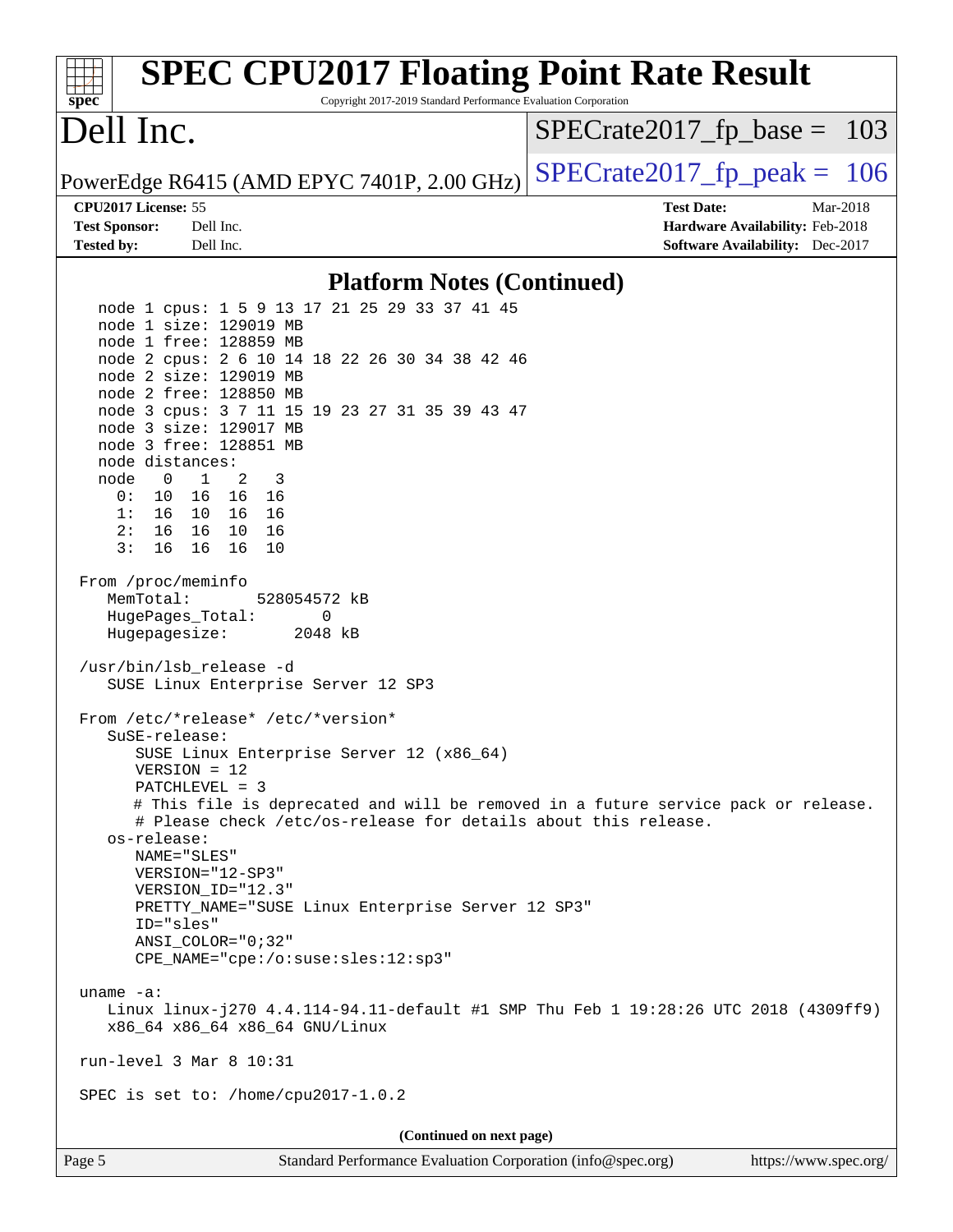## Platform Notes (Continued)

```
   node 1 cpus: 1 5 9 13 17 21 25 29 33 37 41 45
   node 1 size: 129019 MB
   node 1 free: 128859 MB
   node 2 cpus: 2 6 10 14 18 22 26 30 34 38 42 46
   node 2 size: 129019 MB
   node 2 free: 128850 MB
   node 3 cpus: 3 7 11 15 19 23 27 31 35 39 43 47
   node 3 size: 129017 MB
   node 3 free: 128851 MB
   node distances:
   node   0   1   2   3
     0:  10  16  16  16
     1:  16  10  16  16
     2:  16  16  10  16
     3:  16  16  16  10

 From /proc/meminfo
    MemTotal:       528054572 kB
    HugePages_Total:       0
    Hugepagesize:       2048 kB

 /usr/bin/lsb_release -d
    SUSE Linux Enterprise Server 12 SP3

 From /etc/*release* /etc/*version*
    SuSE-release:
       SUSE Linux Enterprise Server 12 (x86_64)
       VERSION = 12
       PATCHLEVEL = 3
       # This file is deprecated and will be removed in a future service pack or release.
       # Please check /etc/os-release for details about this release.
    os-release:
       NAME="SLES"
       VERSION="12-SP3"
       VERSION_ID="12.3"
       PRETTY_NAME="SUSE Linux Enterprise Server 12 SP3"
       ID="sles"
       ANSI_COLOR="0;32"
       CPE_NAME="cpe:/o:suse:sles:12:sp3"

 uname -a:
    Linux linux-j270 4.4.114-94.11-default #1 SMP Thu Feb 1 19:28:26 UTC 2018 (4309ff9)
    x86_64 x86_64 x86_64 GNU/Linux

 run-level 3 Mar 8 10:31

 SPEC is set to: /home/cpu2017-1.0.2
```

(Continued on next page)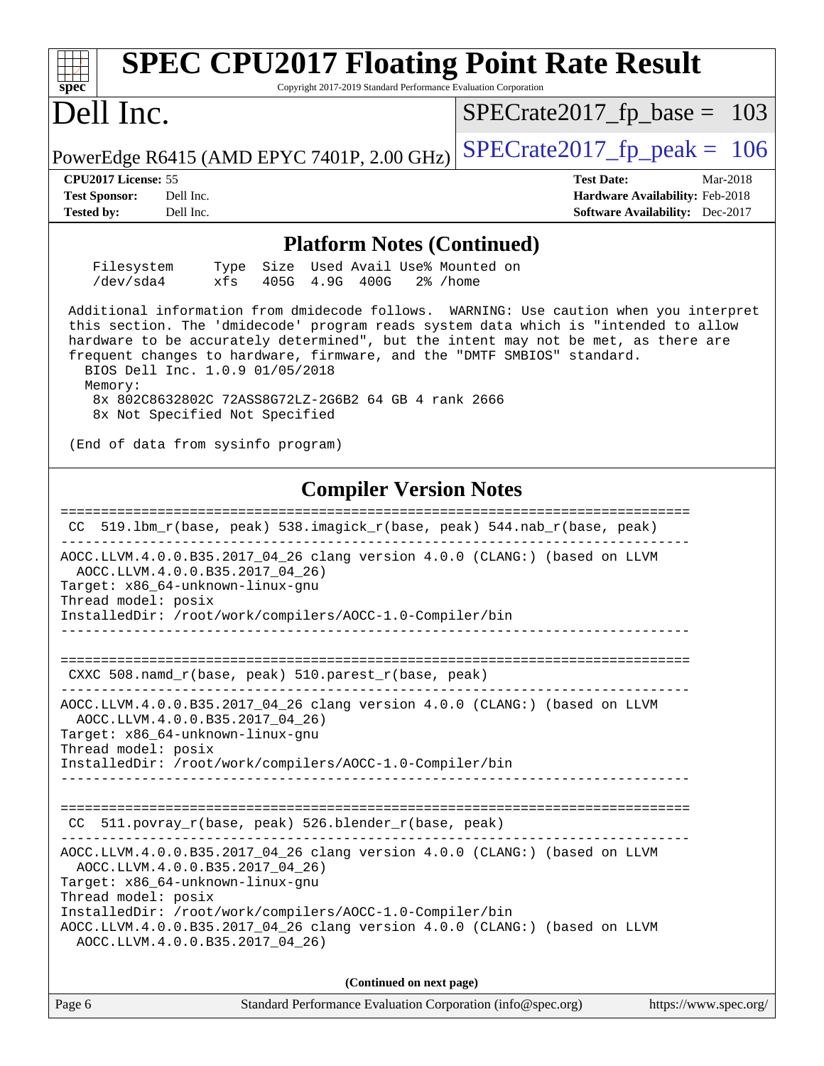## Platform Notes (Continued)

```
    Filesystem     Type  Size  Used Avail Use% Mounted on
    /dev/sda4      xfs   405G  4.9G  400G   2% /home

 Additional information from dmidecode follows.  WARNING: Use caution when you interpret
 this section. The 'dmidecode' program reads system data which is "intended to allow
 hardware to be accurately determined", but the intent may not be met, as there are
 frequent changes to hardware, firmware, and the "DMTF SMBIOS" standard.
   BIOS Dell Inc. 1.0.9 01/05/2018
   Memory:
     8x 802C8632802C 72ASS8G72LZ-2G6B2 64 GB 4 rank 2666
     8x Not Specified Not Specified

 (End of data from sysinfo program)
```

## Compiler Version Notes

```
==============================================================================
 CC  519.lbm_r(base, peak) 538.imagick_r(base, peak) 544.nab_r(base, peak)
------------------------------------------------------------------------------
AOCC.LLVM.4.0.0.B35.2017_04_26 clang version 4.0.0 (CLANG:) (based on LLVM
  AOCC.LLVM.4.0.0.B35.2017_04_26)
Target: x86_64-unknown-linux-gnu
Thread model: posix
InstalledDir: /root/work/compilers/AOCC-1.0-Compiler/bin
------------------------------------------------------------------------------

==============================================================================
 CXXC 508.namd_r(base, peak) 510.parest_r(base, peak)
------------------------------------------------------------------------------
AOCC.LLVM.4.0.0.B35.2017_04_26 clang version 4.0.0 (CLANG:) (based on LLVM
  AOCC.LLVM.4.0.0.B35.2017_04_26)
Target: x86_64-unknown-linux-gnu
Thread model: posix
InstalledDir: /root/work/compilers/AOCC-1.0-Compiler/bin
------------------------------------------------------------------------------

==============================================================================
 CC  511.povray_r(base, peak) 526.blender_r(base, peak)
------------------------------------------------------------------------------
AOCC.LLVM.4.0.0.B35.2017_04_26 clang version 4.0.0 (CLANG:) (based on LLVM
  AOCC.LLVM.4.0.0.B35.2017_04_26)
Target: x86_64-unknown-linux-gnu
Thread model: posix
InstalledDir: /root/work/compilers/AOCC-1.0-Compiler/bin
AOCC.LLVM.4.0.0.B35.2017_04_26 clang version 4.0.0 (CLANG:) (based on LLVM
  AOCC.LLVM.4.0.0.B35.2017_04_26)
```

**(Continued on next page)**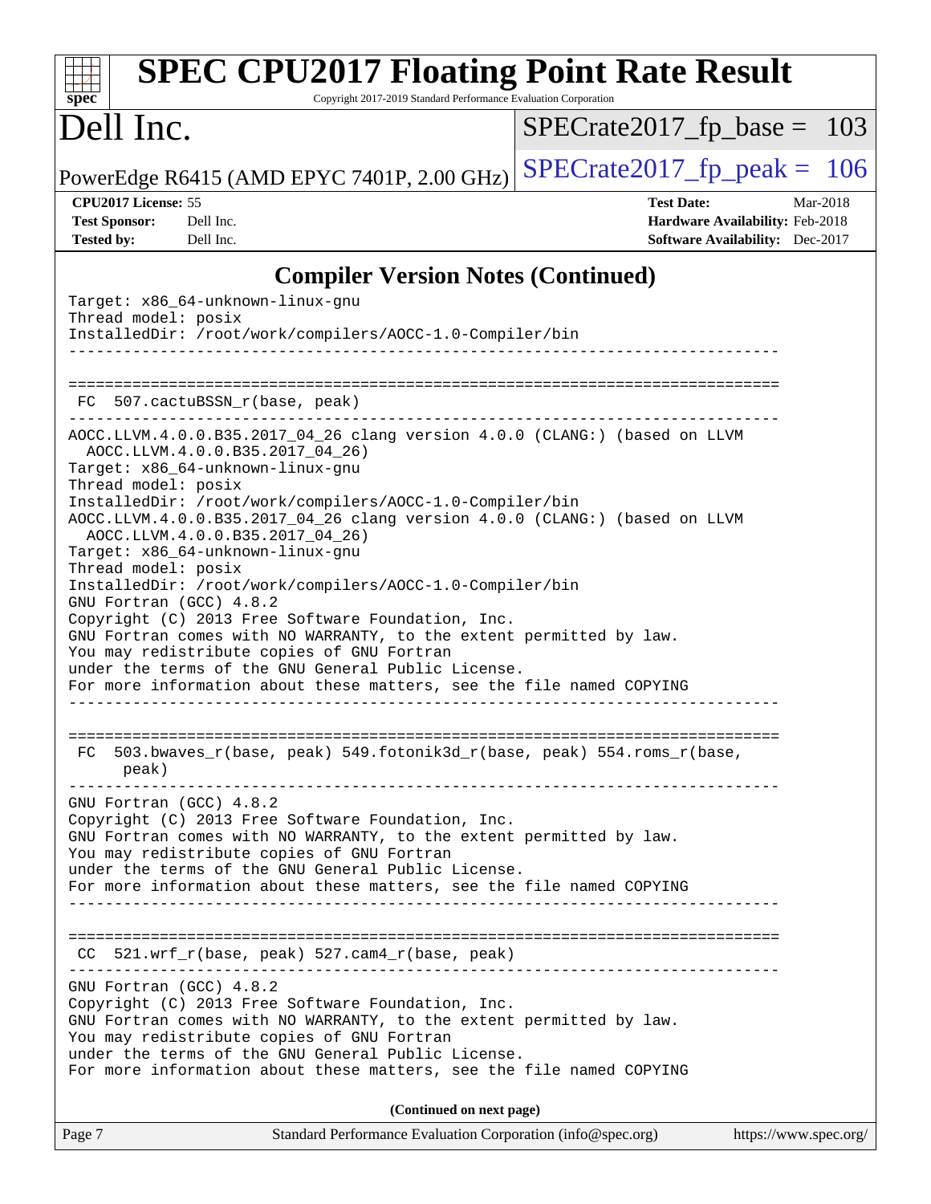## Compiler Version Notes (Continued)

```
Target: x86_64-unknown-linux-gnu
Thread model: posix
InstalledDir: /root/work/compilers/AOCC-1.0-Compiler/bin
------------------------------------------------------------------------------

==============================================================================
 FC  507.cactuBSSN_r(base, peak)
------------------------------------------------------------------------------
AOCC.LLVM.4.0.0.B35.2017_04_26 clang version 4.0.0 (CLANG:) (based on LLVM
  AOCC.LLVM.4.0.0.B35.2017_04_26)
Target: x86_64-unknown-linux-gnu
Thread model: posix
InstalledDir: /root/work/compilers/AOCC-1.0-Compiler/bin
AOCC.LLVM.4.0.0.B35.2017_04_26 clang version 4.0.0 (CLANG:) (based on LLVM
  AOCC.LLVM.4.0.0.B35.2017_04_26)
Target: x86_64-unknown-linux-gnu
Thread model: posix
InstalledDir: /root/work/compilers/AOCC-1.0-Compiler/bin
GNU Fortran (GCC) 4.8.2
Copyright (C) 2013 Free Software Foundation, Inc.
GNU Fortran comes with NO WARRANTY, to the extent permitted by law.
You may redistribute copies of GNU Fortran
under the terms of the GNU General Public License.
For more information about these matters, see the file named COPYING
------------------------------------------------------------------------------

==============================================================================
 FC  503.bwaves_r(base, peak) 549.fotonik3d_r(base, peak) 554.roms_r(base,
      peak)
------------------------------------------------------------------------------
GNU Fortran (GCC) 4.8.2
Copyright (C) 2013 Free Software Foundation, Inc.
GNU Fortran comes with NO WARRANTY, to the extent permitted by law.
You may redistribute copies of GNU Fortran
under the terms of the GNU General Public License.
For more information about these matters, see the file named COPYING
------------------------------------------------------------------------------

==============================================================================
 CC  521.wrf_r(base, peak) 527.cam4_r(base, peak)
------------------------------------------------------------------------------
GNU Fortran (GCC) 4.8.2
Copyright (C) 2013 Free Software Foundation, Inc.
GNU Fortran comes with NO WARRANTY, to the extent permitted by law.
You may redistribute copies of GNU Fortran
under the terms of the GNU General Public License.
For more information about these matters, see the file named COPYING
```

**(Continued on next page)**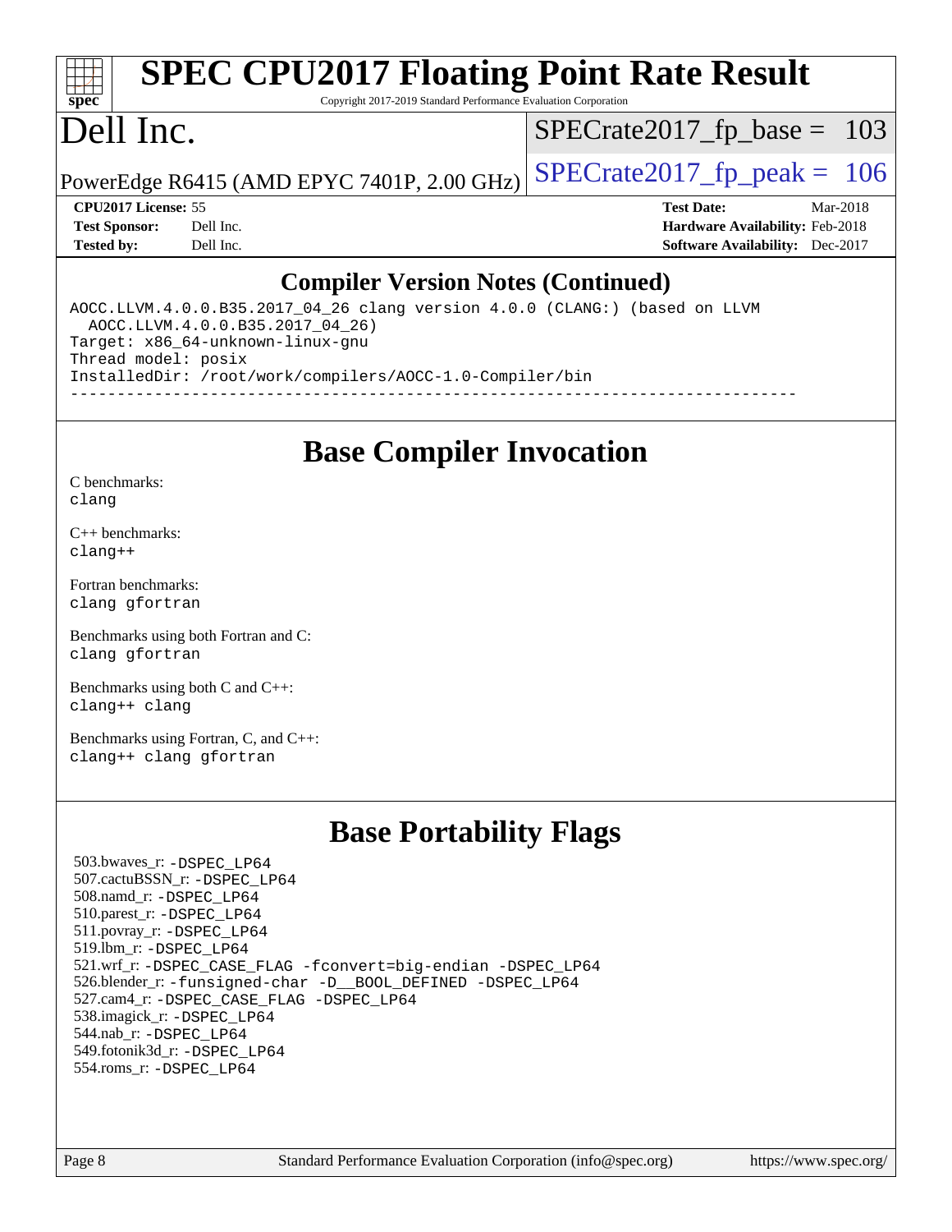# SPEC CPU2017 Floating Point Rate Result

Copyright 2017-2019 Standard Performance Evaluation Corporation

# Dell Inc.

PowerEdge R6415 (AMD EPYC 7401P, 2.00 GHz)

SPECrate2017_fp_base = 103

SPECrate2017_fp_peak = 106

**CPU2017 License:** 55
**Test Sponsor:** Dell Inc.
**Tested by:** Dell Inc.

**Test Date:** Mar-2018
**Hardware Availability:** Feb-2018
**Software Availability:** Dec-2017

## Compiler Version Notes (Continued)

```
AOCC.LLVM.4.0.0.B35.2017_04_26 clang version 4.0.0 (CLANG:) (based on LLVM
  AOCC.LLVM.4.0.0.B35.2017_04_26)
Target: x86_64-unknown-linux-gnu
Thread model: posix
InstalledDir: /root/work/compilers/AOCC-1.0-Compiler/bin
------------------------------------------------------------------------------
```

## Base Compiler Invocation

C benchmarks:
`clang`

C++ benchmarks:
`clang++`

Fortran benchmarks:
`clang gfortran`

Benchmarks using both Fortran and C:
`clang gfortran`

Benchmarks using both C and C++:
`clang++ clang`

Benchmarks using Fortran, C, and C++:
`clang++ clang gfortran`

## Base Portability Flags

503.bwaves_r: `-DSPEC_LP64`
507.cactuBSSN_r: `-DSPEC_LP64`
508.namd_r: `-DSPEC_LP64`
510.parest_r: `-DSPEC_LP64`
511.povray_r: `-DSPEC_LP64`
519.lbm_r: `-DSPEC_LP64`
521.wrf_r: `-DSPEC_CASE_FLAG -fconvert=big-endian -DSPEC_LP64`
526.blender_r: `-funsigned-char -D__BOOL_DEFINED -DSPEC_LP64`
527.cam4_r: `-DSPEC_CASE_FLAG -DSPEC_LP64`
538.imagick_r: `-DSPEC_LP64`
544.nab_r: `-DSPEC_LP64`
549.fotonik3d_r: `-DSPEC_LP64`
554.roms_r: `-DSPEC_LP64`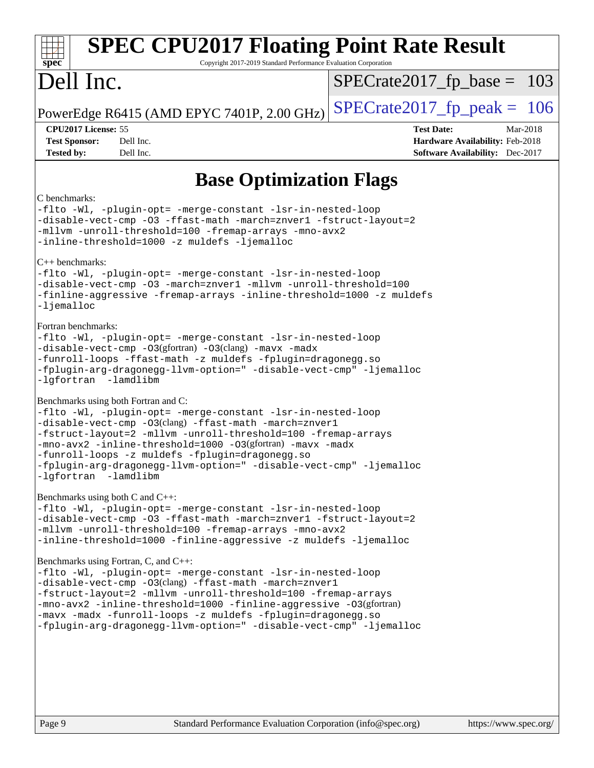# SPEC CPU2017 Floating Point Rate Result

Copyright 2017-2019 Standard Performance Evaluation Corporation

# Dell Inc.

PowerEdge R6415 (AMD EPYC 7401P, 2.00 GHz)

SPECrate2017_fp_base = 103

SPECrate2017_fp_peak = 106

| | | | |
|---|---|---|---|
| **CPU2017 License:** | 55 | **Test Date:** | Mar-2018 |
| **Test Sponsor:** | Dell Inc. | **Hardware Availability:** | Feb-2018 |
| **Tested by:** | Dell Inc. | **Software Availability:** | Dec-2017 |

## Base Optimization Flags

C benchmarks:

```
-flto -Wl, -plugin-opt= -merge-constant -lsr-in-nested-loop
-disable-vect-cmp -O3 -ffast-math -march=znver1 -fstruct-layout=2
-mllvm -unroll-threshold=100 -fremap-arrays -mno-avx2
-inline-threshold=1000 -z muldefs -ljemalloc
```

C++ benchmarks:

```
-flto -Wl, -plugin-opt= -merge-constant -lsr-in-nested-loop
-disable-vect-cmp -O3 -march=znver1 -mllvm -unroll-threshold=100
-finline-aggressive -fremap-arrays -inline-threshold=1000 -z muldefs
-ljemalloc
```

Fortran benchmarks:

```
-flto -Wl, -plugin-opt= -merge-constant -lsr-in-nested-loop
-disable-vect-cmp -O3(gfortran) -O3(clang) -mavx -madx
-funroll-loops -ffast-math -z muldefs -fplugin=dragonegg.so
-fplugin-arg-dragonegg-llvm-option=" -disable-vect-cmp" -ljemalloc
-lgfortran  -lamdlibm
```

Benchmarks using both Fortran and C:

```
-flto -Wl, -plugin-opt= -merge-constant -lsr-in-nested-loop
-disable-vect-cmp -O3(clang) -ffast-math -march=znver1
-fstruct-layout=2 -mllvm -unroll-threshold=100 -fremap-arrays
-mno-avx2 -inline-threshold=1000 -O3(gfortran) -mavx -madx
-funroll-loops -z muldefs -fplugin=dragonegg.so
-fplugin-arg-dragonegg-llvm-option=" -disable-vect-cmp" -ljemalloc
-lgfortran  -lamdlibm
```

Benchmarks using both C and C++:

```
-flto -Wl, -plugin-opt= -merge-constant -lsr-in-nested-loop
-disable-vect-cmp -O3 -ffast-math -march=znver1 -fstruct-layout=2
-mllvm -unroll-threshold=100 -fremap-arrays -mno-avx2
-inline-threshold=1000 -finline-aggressive -z muldefs -ljemalloc
```

Benchmarks using Fortran, C, and C++:

```
-flto -Wl, -plugin-opt= -merge-constant -lsr-in-nested-loop
-disable-vect-cmp -O3(clang) -ffast-math -march=znver1
-fstruct-layout=2 -mllvm -unroll-threshold=100 -fremap-arrays
-mno-avx2 -inline-threshold=1000 -finline-aggressive -O3(gfortran)
-mavx -madx -funroll-loops -z muldefs -fplugin=dragonegg.so
-fplugin-arg-dragonegg-llvm-option=" -disable-vect-cmp" -ljemalloc
```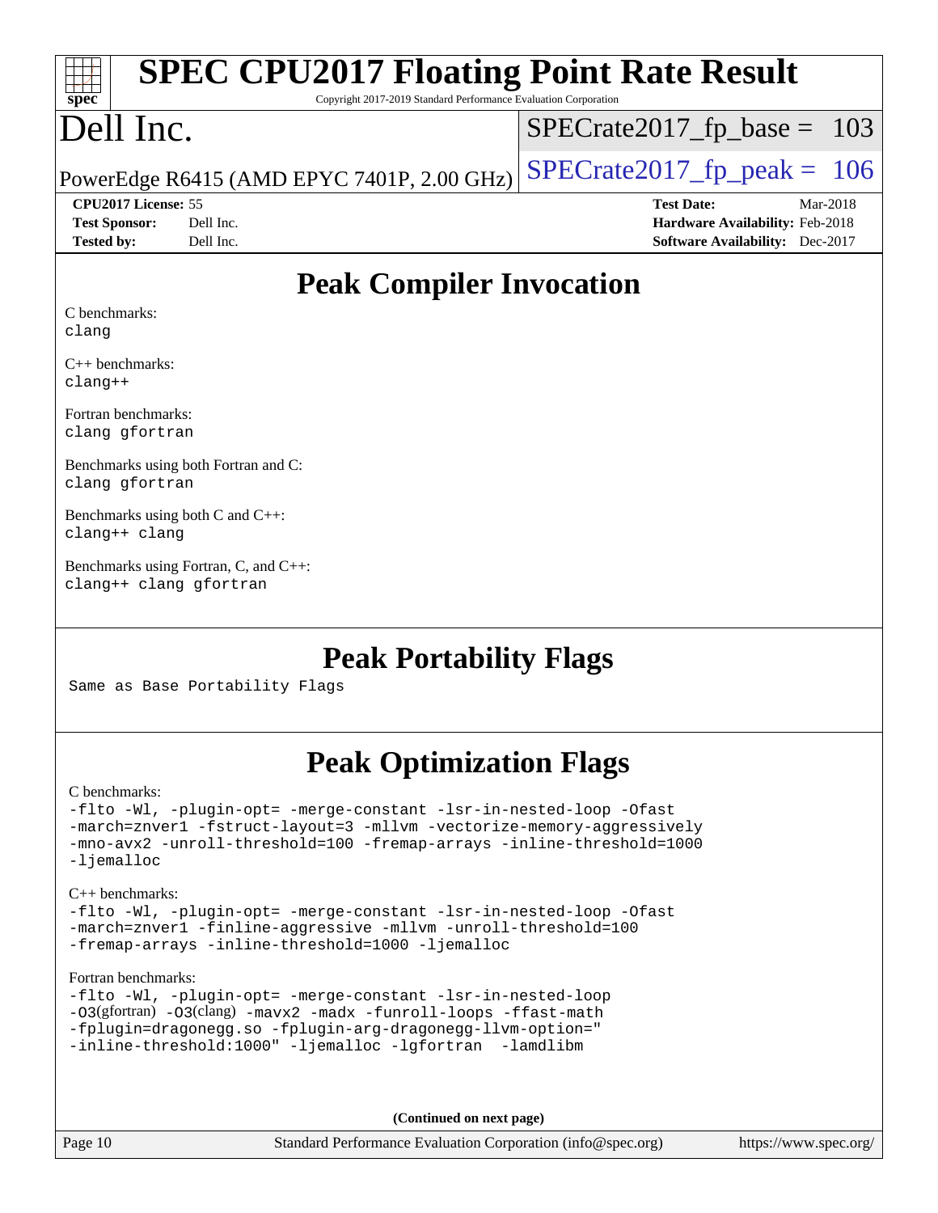# SPEC CPU2017 Floating Point Rate Result

Copyright 2017-2019 Standard Performance Evaluation Corporation

# Dell Inc.

PowerEdge R6415 (AMD EPYC 7401P, 2.00 GHz)

SPECrate2017_fp_base = 103

SPECrate2017_fp_peak = 106

**CPU2017 License:** 55
**Test Sponsor:** Dell Inc.
**Tested by:** Dell Inc.

**Test Date:** Mar-2018
**Hardware Availability:** Feb-2018
**Software Availability:** Dec-2017

## Peak Compiler Invocation

C benchmarks:
```
clang
```

C++ benchmarks:
```
clang++
```

Fortran benchmarks:
```
clang gfortran
```

Benchmarks using both Fortran and C:
```
clang gfortran
```

Benchmarks using both C and C++:
```
clang++ clang
```

Benchmarks using Fortran, C, and C++:
```
clang++ clang gfortran
```

## Peak Portability Flags

Same as Base Portability Flags

## Peak Optimization Flags

C benchmarks:
```
-flto -Wl, -plugin-opt= -merge-constant -lsr-in-nested-loop -Ofast
-march=znver1 -fstruct-layout=3 -mllvm -vectorize-memory-aggressively
-mno-avx2 -unroll-threshold=100 -fremap-arrays -inline-threshold=1000
-ljemalloc
```

C++ benchmarks:
```
-flto -Wl, -plugin-opt= -merge-constant -lsr-in-nested-loop -Ofast
-march=znver1 -finline-aggressive -mllvm -unroll-threshold=100
-fremap-arrays -inline-threshold=1000 -ljemalloc
```

Fortran benchmarks:
```
-flto -Wl, -plugin-opt= -merge-constant -lsr-in-nested-loop
-O3(gfortran) -O3(clang) -mavx2 -madx -funroll-loops -ffast-math
-fplugin=dragonegg.so -fplugin-arg-dragonegg-llvm-option="
-inline-threshold:1000" -ljemalloc -lgfortran  -lamdlibm
```

**(Continued on next page)**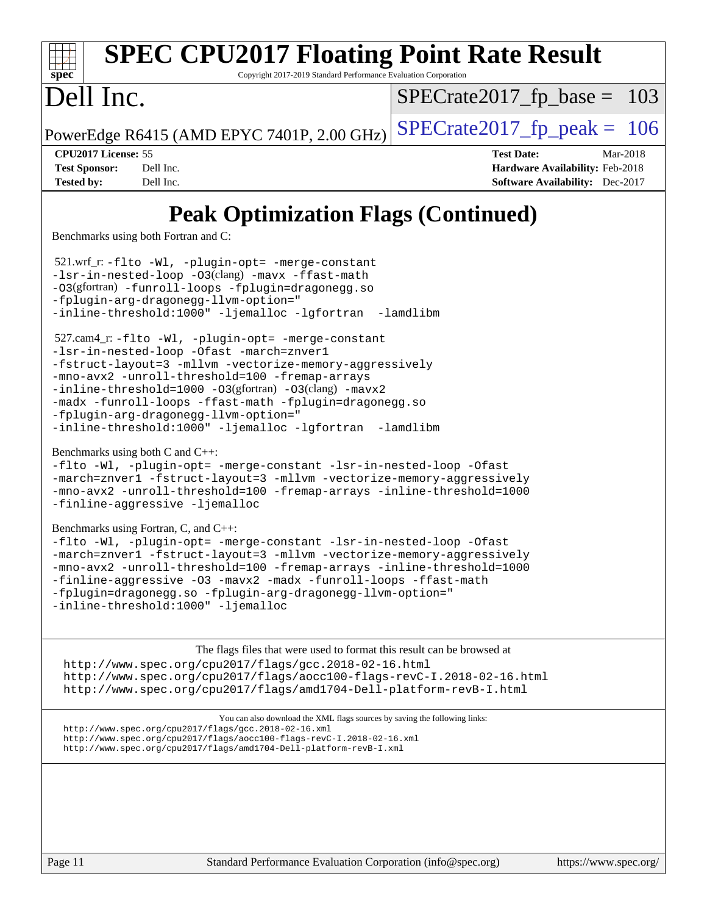# SPEC CPU2017 Floating Point Rate Result

Copyright 2017-2019 Standard Performance Evaluation Corporation

# Dell Inc.

PowerEdge R6415 (AMD EPYC 7401P, 2.00 GHz)

SPECrate2017_fp_base = 103

SPECrate2017_fp_peak = 106

| | | | |
|---|---|---|---|
| **CPU2017 License:** | 55 | **Test Date:** | Mar-2018 |
| **Test Sponsor:** | Dell Inc. | **Hardware Availability:** | Feb-2018 |
| **Tested by:** | Dell Inc. | **Software Availability:** | Dec-2017 |

## Peak Optimization Flags (Continued)

Benchmarks using both Fortran and C:

521.wrf_r: -flto -Wl, -plugin-opt= -merge-constant -lsr-in-nested-loop -O3(clang) -mavx -ffast-math -O3(gfortran) -funroll-loops -fplugin=dragonegg.so -fplugin-arg-dragonegg-llvm-option=" -inline-threshold:1000" -ljemalloc -lgfortran -lamdlibm

527.cam4_r: -flto -Wl, -plugin-opt= -merge-constant -lsr-in-nested-loop -Ofast -march=znver1 -fstruct-layout=3 -mllvm -vectorize-memory-aggressively -mno-avx2 -unroll-threshold=100 -fremap-arrays -inline-threshold=1000 -O3(gfortran) -O3(clang) -mavx2 -madx -funroll-loops -ffast-math -fplugin=dragonegg.so -fplugin-arg-dragonegg-llvm-option=" -inline-threshold:1000" -ljemalloc -lgfortran -lamdlibm

Benchmarks using both C and C++:

-flto -Wl, -plugin-opt= -merge-constant -lsr-in-nested-loop -Ofast -march=znver1 -fstruct-layout=3 -mllvm -vectorize-memory-aggressively -mno-avx2 -unroll-threshold=100 -fremap-arrays -inline-threshold=1000 -finline-aggressive -ljemalloc

Benchmarks using Fortran, C, and C++:

-flto -Wl, -plugin-opt= -merge-constant -lsr-in-nested-loop -Ofast -march=znver1 -fstruct-layout=3 -mllvm -vectorize-memory-aggressively -mno-avx2 -unroll-threshold=100 -fremap-arrays -inline-threshold=1000 -finline-aggressive -O3 -mavx2 -madx -funroll-loops -ffast-math -fplugin=dragonegg.so -fplugin-arg-dragonegg-llvm-option=" -inline-threshold:1000" -ljemalloc

The flags files that were used to format this result can be browsed at

http://www.spec.org/cpu2017/flags/gcc.2018-02-16.html
http://www.spec.org/cpu2017/flags/aocc100-flags-revC-I.2018-02-16.html
http://www.spec.org/cpu2017/flags/amd1704-Dell-platform-revB-I.html

You can also download the XML flags sources by saving the following links:

http://www.spec.org/cpu2017/flags/gcc.2018-02-16.xml
http://www.spec.org/cpu2017/flags/aocc100-flags-revC-I.2018-02-16.xml
http://www.spec.org/cpu2017/flags/amd1704-Dell-platform-revB-I.xml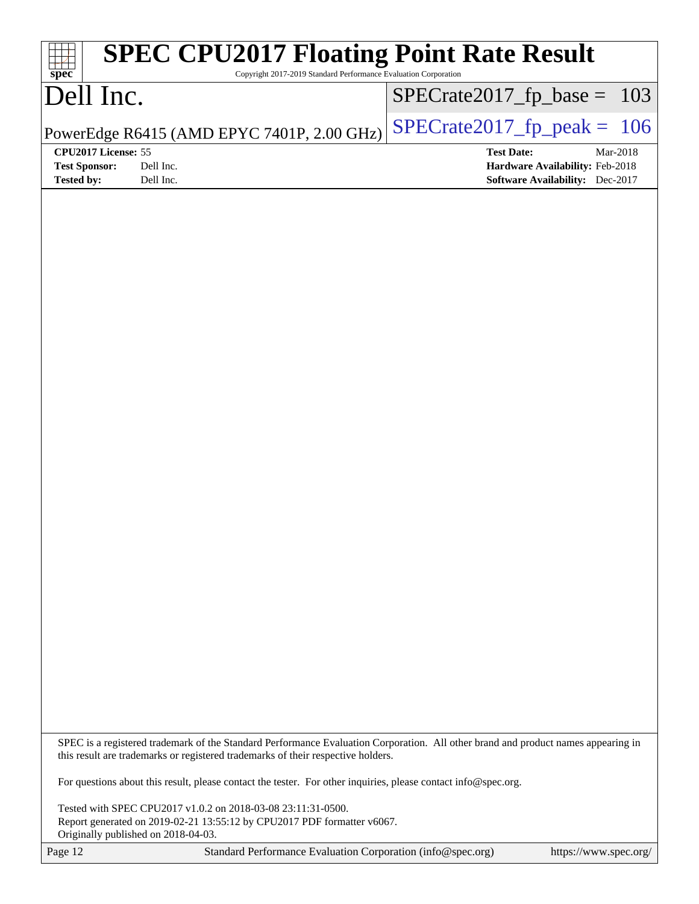SPEC is a registered trademark of the Standard Performance Evaluation Corporation. All other brand and product names appearing in this result are trademarks or registered trademarks of their respective holders.

For questions about this result, please contact the tester. For other inquiries, please contact info@spec.org.

Tested with SPEC CPU2017 v1.0.2 on 2018-03-08 23:11:31-0500.
Report generated on 2019-02-21 13:55:12 by CPU2017 PDF formatter v6067.
Originally published on 2018-04-03.